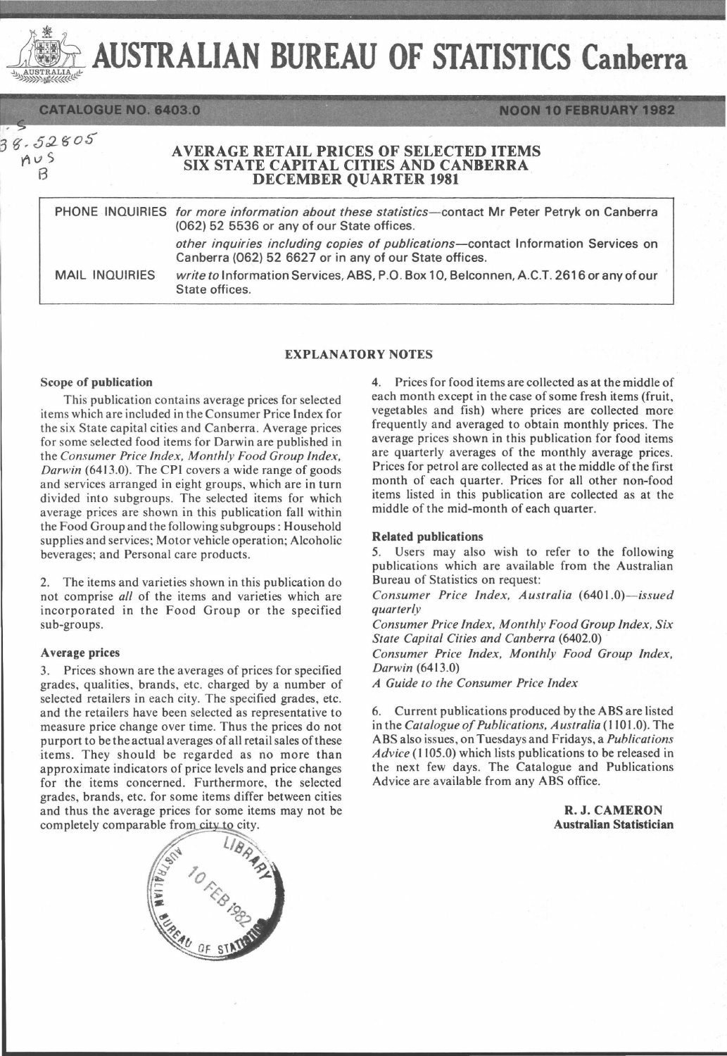# AUSTRALIAN BUREAU OF STATISTICS Canberra

CATALOGUE NO. 6403.0

NOON 10 FEBRUARY 1982

## AVERAGE RETAIL PRICES OF SELECTED ITEMS SIX STATE CAPITAL CITIES AND CANBERRA DECEMBER QUARTER 1981

| | |
|---|---|
| PHONE INQUIRIES | *for more information about these statistics*—contact Mr Peter Petryk on Canberra (062) 52 5536 or any of our State offices. |
| | *other inquiries including copies of publications*—contact Information Services on Canberra (062) 52 6627 or in any of our State offices. |
| MAIL INQUIRIES | *write to* Information Services, ABS, P.O. Box 10, Belconnen, A.C.T. 2616 or any of our State offices. |

### EXPLANATORY NOTES

**Scope of publication**

This publication contains average prices for selected items which are included in the Consumer Price Index for the six State capital cities and Canberra. Average prices for some selected food items for Darwin are published in the *Consumer Price Index, Monthly Food Group Index, Darwin* (6413.0). The CPI covers a wide range of goods and services arranged in eight groups, which are in turn divided into subgroups. The selected items for which average prices are shown in this publication fall within the Food Group and the following subgroups: Household supplies and services; Motor vehicle operation; Alcoholic beverages; and Personal care products.

2. The items and varieties shown in this publication do not comprise *all* of the items and varieties which are incorporated in the Food Group or the specified sub-groups.

**Average prices**

3. Prices shown are the averages of prices for specified grades, qualities, brands, etc. charged by a number of selected retailers in each city. The specified grades, etc. and the retailers have been selected as representative to measure price change over time. Thus the prices do not purport to be the actual averages of all retail sales of these items. They should be regarded as no more than approximate indicators of price levels and price changes for the items concerned. Furthermore, the selected grades, brands, etc. for some items differ between cities and thus the average prices for some items may not be completely comparable from city to city.

4. Prices for food items are collected as at the middle of each month except in the case of some fresh items (fruit, vegetables and fish) where prices are collected more frequently and averaged to obtain monthly prices. The average prices shown in this publication for food items are quarterly averages of the monthly average prices. Prices for petrol are collected as at the middle of the first month of each quarter. Prices for all other non-food items listed in this publication are collected as at the middle of the mid-month of each quarter.

**Related publications**

5. Users may also wish to refer to the following publications which are available from the Australian Bureau of Statistics on request:

*Consumer Price Index, Australia* (6401.0)—*issued quarterly*

*Consumer Price Index, Monthly Food Group Index, Six State Capital Cities and Canberra* (6402.0)

*Consumer Price Index, Monthly Food Group Index, Darwin* (6413.0)

*A Guide to the Consumer Price Index*

6. Current publications produced by the ABS are listed in the *Catalogue of Publications, Australia* (1101.0). The ABS also issues, on Tuesdays and Fridays, a *Publications Advice* (1105.0) which lists publications to be released in the next few days. The Catalogue and Publications Advice are available from any ABS office.

**R. J. CAMERON**
**Australian Statistician**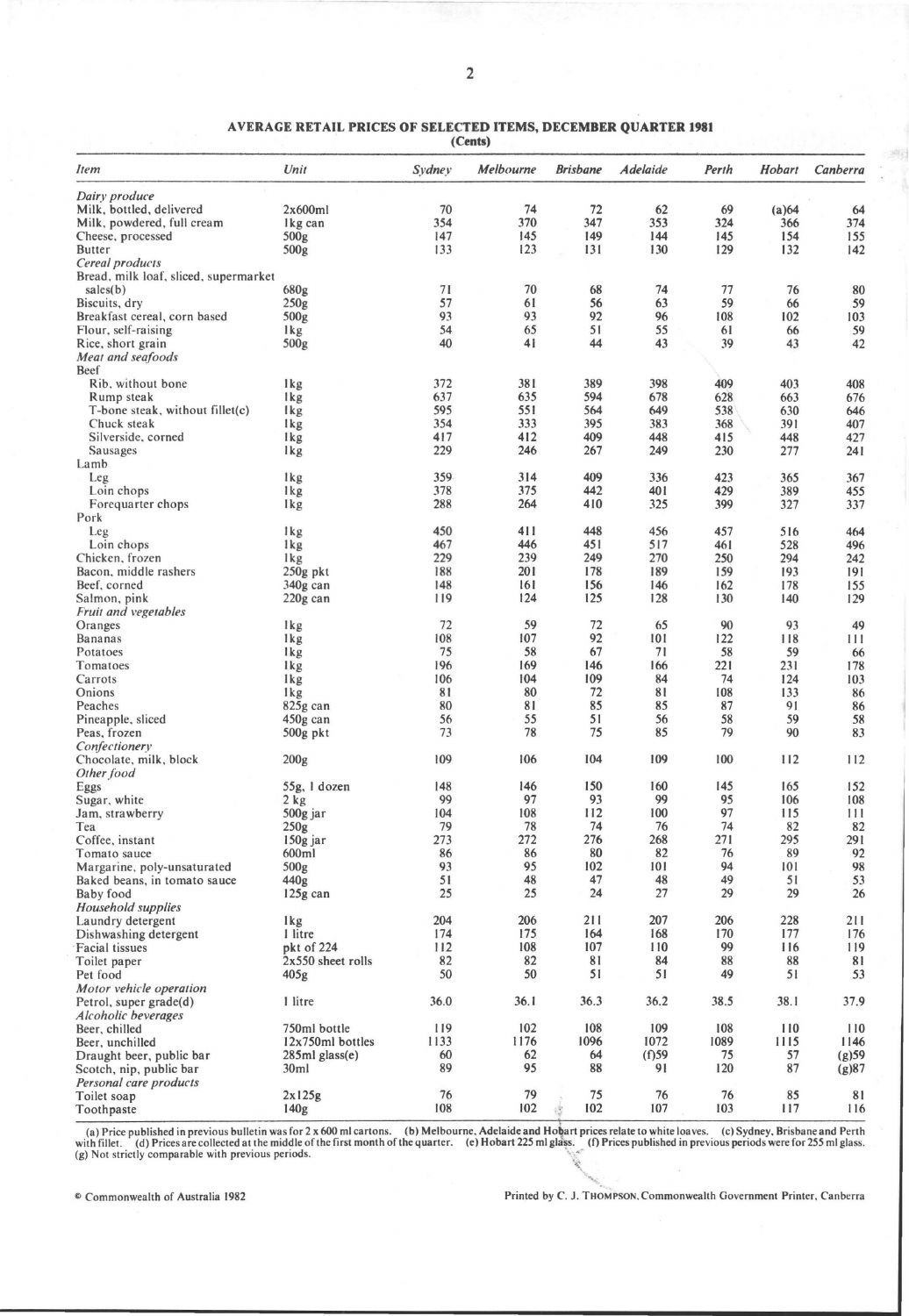## AVERAGE RETAIL PRICES OF SELECTED ITEMS, DECEMBER QUARTER 1981

(Cents)

| Item | Unit | Sydney | Melbourne | Brisbane | Adelaide | Perth | Hobart | Canberra |
|---|---|---|---|---|---|---|---|---|
| *Dairy produce* | | | | | | | | |
| Milk, bottled, delivered | 2x600ml | 70 | 74 | 72 | 62 | 69 | (a)64 | 64 |
| Milk, powdered, full cream | 1kg can | 354 | 370 | 347 | 353 | 324 | 366 | 374 |
| Cheese, processed | 500g | 147 | 145 | 149 | 144 | 145 | 154 | 155 |
| Butter | 500g | 133 | 123 | 131 | 130 | 129 | 132 | 142 |
| *Cereal products* | | | | | | | | |
| Bread, milk loaf, sliced, supermarket sales(b) | 680g | 71 | 70 | 68 | 74 | 77 | 76 | 80 |
| Biscuits, dry | 250g | 57 | 61 | 56 | 63 | 59 | 66 | 59 |
| Breakfast cereal, corn based | 500g | 93 | 93 | 92 | 96 | 108 | 102 | 103 |
| Flour, self-raising | 1kg | 54 | 65 | 51 | 55 | 61 | 66 | 59 |
| Rice, short grain | 500g | 40 | 41 | 44 | 43 | 39 | 43 | 42 |
| *Meat and seafoods* | | | | | | | | |
| Beef | | | | | | | | |
| Rib, without bone | 1kg | 372 | 381 | 389 | 398 | 409 | 403 | 408 |
| Rump steak | 1kg | 637 | 635 | 594 | 678 | 628 | 663 | 676 |
| T-bone steak, without fillet(c) | 1kg | 595 | 551 | 564 | 649 | 538 | 630 | 646 |
| Chuck steak | 1kg | 354 | 333 | 395 | 383 | 368 | 391 | 407 |
| Silverside, corned | 1kg | 417 | 412 | 409 | 448 | 415 | 448 | 427 |
| Sausages | 1kg | 229 | 246 | 267 | 249 | 230 | 277 | 241 |
| Lamb | | | | | | | | |
| Leg | 1kg | 359 | 314 | 409 | 336 | 423 | 365 | 367 |
| Loin chops | 1kg | 378 | 375 | 442 | 401 | 429 | 389 | 455 |
| Forequarter chops | 1kg | 288 | 264 | 410 | 325 | 399 | 327 | 337 |
| Pork | | | | | | | | |
| Leg | 1kg | 450 | 411 | 448 | 456 | 457 | 516 | 464 |
| Loin chops | 1kg | 467 | 446 | 451 | 517 | 461 | 528 | 496 |
| Chicken, frozen | 1kg | 229 | 239 | 249 | 270 | 250 | 294 | 242 |
| Bacon, middle rashers | 250g pkt | 188 | 201 | 178 | 189 | 159 | 193 | 191 |
| Beef, corned | 340g can | 148 | 161 | 156 | 146 | 162 | 178 | 155 |
| Salmon, pink | 220g can | 119 | 124 | 125 | 128 | 130 | 140 | 129 |
| *Fruit and vegetables* | | | | | | | | |
| Oranges | 1kg | 72 | 59 | 72 | 65 | 90 | 93 | 49 |
| Bananas | 1kg | 108 | 107 | 92 | 101 | 122 | 118 | 111 |
| Potatoes | 1kg | 75 | 58 | 67 | 71 | 58 | 59 | 66 |
| Tomatoes | 1kg | 196 | 169 | 146 | 166 | 221 | 231 | 178 |
| Carrots | 1kg | 106 | 104 | 109 | 84 | 74 | 124 | 103 |
| Onions | 1kg | 81 | 80 | 72 | 81 | 108 | 133 | 86 |
| Peaches | 825g can | 80 | 81 | 85 | 85 | 87 | 91 | 86 |
| Pineapple, sliced | 450g can | 56 | 55 | 51 | 56 | 58 | 59 | 58 |
| Peas, frozen | 500g pkt | 73 | 78 | 75 | 85 | 79 | 90 | 83 |
| *Confectionery* | | | | | | | | |
| Chocolate, milk, block | 200g | 109 | 106 | 104 | 109 | 100 | 112 | 112 |
| *Other food* | | | | | | | | |
| Eggs | 55g, 1 dozen | 148 | 146 | 150 | 160 | 145 | 165 | 152 |
| Sugar, white | 2 kg | 99 | 97 | 93 | 99 | 95 | 106 | 108 |
| Jam, strawberry | 500g jar | 104 | 108 | 112 | 100 | 97 | 115 | 111 |
| Tea | 250g | 79 | 78 | 74 | 76 | 74 | 82 | 82 |
| Coffee, instant | 150g jar | 273 | 272 | 276 | 268 | 271 | 295 | 291 |
| Tomato sauce | 600ml | 86 | 86 | 80 | 82 | 76 | 89 | 92 |
| Margarine, poly-unsaturated | 500g | 93 | 95 | 102 | 101 | 94 | 101 | 98 |
| Baked beans, in tomato sauce | 440g | 51 | 48 | 47 | 48 | 49 | 51 | 53 |
| Baby food | 125g can | 25 | 25 | 24 | 27 | 29 | 29 | 26 |
| *Household supplies* | | | | | | | | |
| Laundry detergent | 1kg | 204 | 206 | 211 | 207 | 206 | 228 | 211 |
| Dishwashing detergent | 1 litre | 174 | 175 | 164 | 168 | 170 | 177 | 176 |
| Facial tissues | pkt of 224 | 112 | 108 | 107 | 110 | 99 | 116 | 119 |
| Toilet paper | 2x550 sheet rolls | 82 | 82 | 81 | 84 | 88 | 88 | 81 |
| Pet food | 405g | 50 | 50 | 51 | 51 | 49 | 51 | 53 |
| *Motor vehicle operation* | | | | | | | | |
| Petrol, super grade(d) | 1 litre | 36.0 | 36.1 | 36.3 | 36.2 | 38.5 | 38.1 | 37.9 |
| *Alcoholic beverages* | | | | | | | | |
| Beer, chilled | 750ml bottle | 119 | 102 | 108 | 109 | 108 | 110 | 110 |
| Beer, unchilled | 12x750ml bottles | 1133 | 1176 | 1096 | 1072 | 1089 | 1115 | 1146 |
| Draught beer, public bar | 285ml glass(e) | 60 | 62 | 64 | (f)59 | 75 | 57 | (g)59 |
| Scotch, nip, public bar | 30ml | 89 | 95 | 88 | 91 | 120 | 87 | (g)87 |
| *Personal care products* | | | | | | | | |
| Toilet soap | 2x125g | 76 | 79 | 75 | 76 | 76 | 85 | 81 |
| Toothpaste | 140g | 108 | 102 | 102 | 107 | 103 | 117 | 116 |

(a) Price published in previous bulletin was for 2 x 600 ml cartons. (b) Melbourne, Adelaide and Hobart prices relate to white loaves. (c) Sydney, Brisbane and Perth with fillet. (d) Prices are collected at the middle of the first month of the quarter. (e) Hobart 225 ml glass. (f) Prices published in previous periods were for 255 ml glass. (g) Not strictly comparable with previous periods.

© Commonwealth of Australia 1982

Printed by C. J. Thompson, Commonwealth Government Printer, Canberra